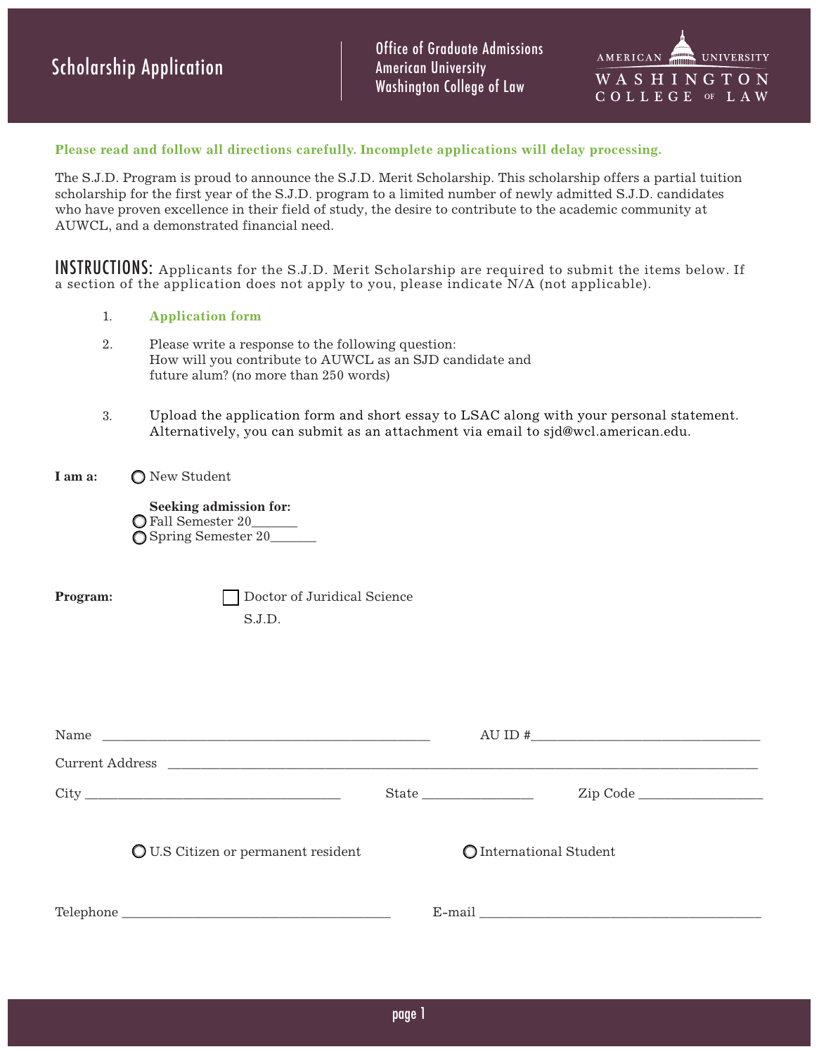# Scholarship Application

Office of Graduate Admissions
American University
Washington College of Law

AMERICAN UNIVERSITY WASHINGTON COLLEGE OF LAW

**Please read and follow all directions carefully. Incomplete applications will delay processing.**

The S.J.D. Program is proud to announce the S.J.D. Merit Scholarship. This scholarship offers a partial tuition scholarship for the first year of the S.J.D. program to a limited number of newly admitted S.J.D. candidates who have proven excellence in their field of study, the desire to contribute to the academic community at AUWCL, and a demonstrated financial need.

**INSTRUCTIONS:** Applicants for the S.J.D. Merit Scholarship are required to submit the items below. If a section of the application does not apply to you, please indicate N/A (not applicable).

1. **Application form**
2. Please write a response to the following question:
   How will you contribute to AUWCL as an SJD candidate and future alum? (no more than 250 words)
3. Upload the application form and short essay to LSAC along with your personal statement. Alternatively, you can submit as an attachment via email to sjd@wcl.american.edu.

**I am a:** ○ New Student

**Seeking admission for:**
○ Fall Semester 20_______
○ Spring Semester 20_______

**Program:** ☐ Doctor of Juridical Science S.J.D.

Name ________________________________________________ AU ID #__________________________________

Current Address ______________________________________________________________________________________

City _____________________________________ State ________________ Zip Code __________________

○ U.S Citizen or permanent resident ○ International Student

Telephone _______________________________________ E-mail __________________________________________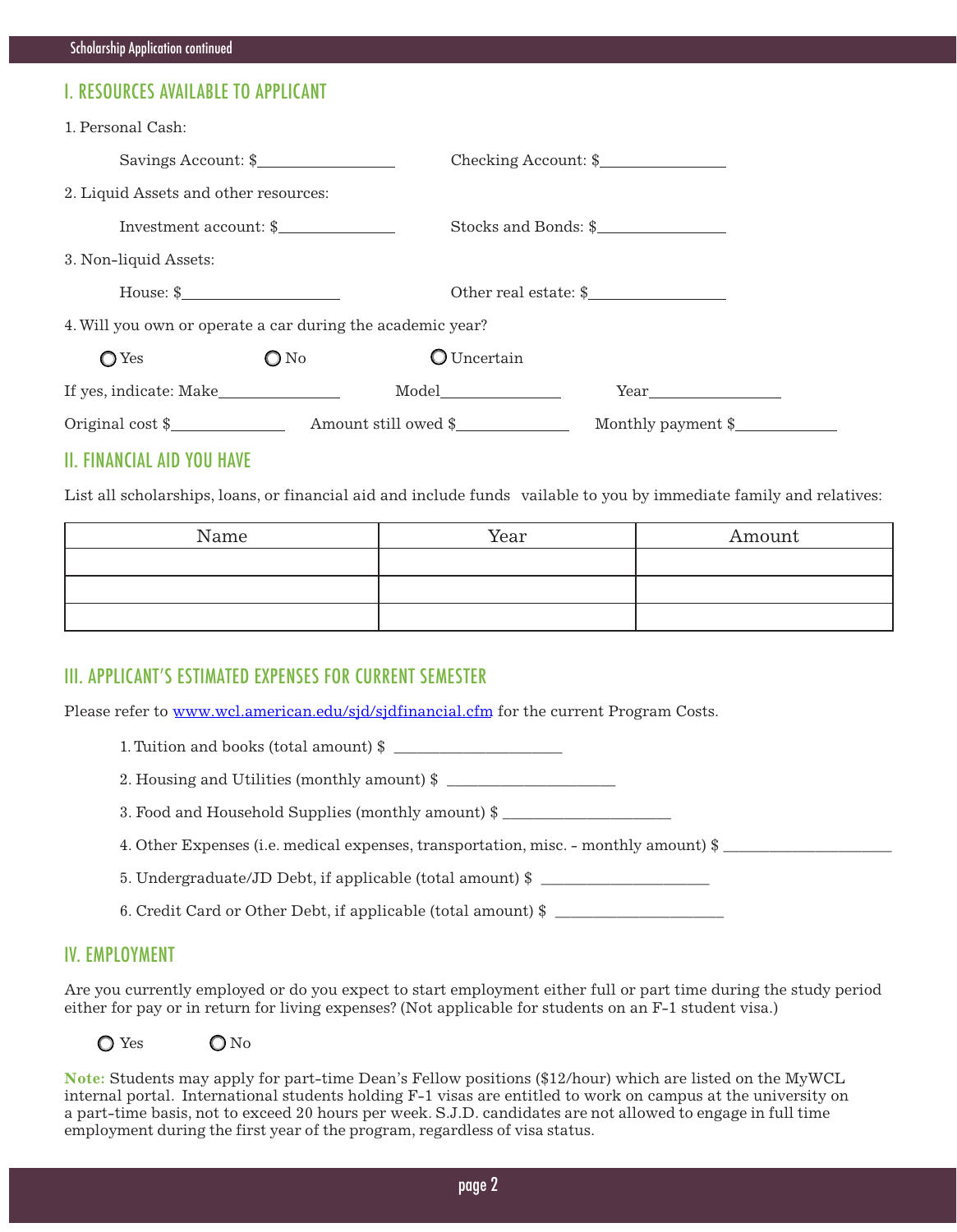## I. RESOURCES AVAILABLE TO APPLICANT

1. Personal Cash:

   Savings Account: $_______________ Checking Account: $_______________

2. Liquid Assets and other resources:

   Investment account: $_______________ Stocks and Bonds: $_______________

3. Non-liquid Assets:

   House: $_______________ Other real estate: $_______________

4. Will you own or operate a car during the academic year?

   ○ Yes ○ No ○ Uncertain

If yes, indicate: Make_______________ Model_______________ Year_______________

Original cost $_______________ Amount still owed $_______________ Monthly payment $_______________

## II. FINANCIAL AID YOU HAVE

List all scholarships, loans, or financial aid and include funds vailable to you by immediate family and relatives:

| Name | Year | Amount |
|---|---|---|
| | | |
| | | |
| | | |

## III. APPLICANT'S ESTIMATED EXPENSES FOR CURRENT SEMESTER

Please refer to www.wcl.american.edu/sjd/sjdfinancial.cfm for the current Program Costs.

1. Tuition and books (total amount) $ _______________
2. Housing and Utilities (monthly amount) $ _______________
3. Food and Household Supplies (monthly amount) $ _______________
4. Other Expenses (i.e. medical expenses, transportation, misc. - monthly amount) $ _______________
5. Undergraduate/JD Debt, if applicable (total amount) $ _______________
6. Credit Card or Other Debt, if applicable (total amount) $ _______________

## IV. EMPLOYMENT

Are you currently employed or do you expect to start employment either full or part time during the study period either for pay or in return for living expenses? (Not applicable for students on an F-1 student visa.)

○ Yes ○ No

**Note:** Students may apply for part-time Dean's Fellow positions ($12/hour) which are listed on the MyWCL internal portal. International students holding F-1 visas are entitled to work on campus at the university on a part-time basis, not to exceed 20 hours per week. S.J.D. candidates are not allowed to engage in full time employment during the first year of the program, regardless of visa status.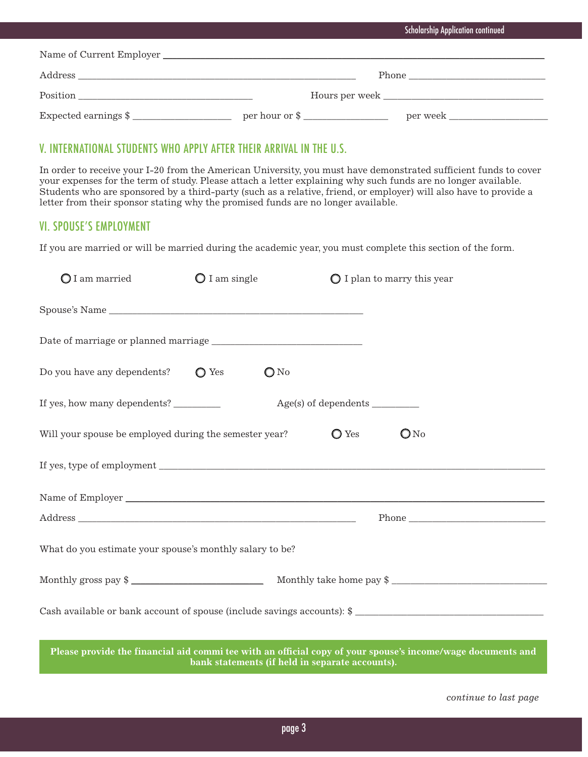Name of Current Employer ___________________________________________

Address ___________________________________________ Phone ____________________

Position ____________________________ Hours per week ____________________________

Expected earnings $ ________________ per hour or $ ______________ per week ________________

## V. INTERNATIONAL STUDENTS WHO APPLY AFTER THEIR ARRIVAL IN THE U.S.

In order to receive your I-20 from the American University, you must have demonstrated sufficient funds to cover your expenses for the term of study. Please attach a letter explaining why such funds are no longer available. Students who are sponsored by a third-party (such as a relative, friend, or employer) will also have to provide a letter from their sponsor stating why the promised funds are no longer available.

## VI. SPOUSE'S EMPLOYMENT

If you are married or will be married during the academic year, you must complete this section of the form.

○ I am married ○ I am single ○ I plan to marry this year

Spouse's Name ___________________________________________

Date of marriage or planned marriage ____________________________

Do you have any dependents? ○ Yes ○ No

If yes, how many dependents? ________ Age(s) of dependents ________

Will your spouse be employed during the semester year? ○ Yes ○ No

If yes, type of employment ___________________________________________

Name of Employer ___________________________________________

Address ___________________________________________ Phone ____________________

What do you estimate your spouse's monthly salary to be?

Monthly gross pay $ ______________________ Monthly take home pay $ ______________________

Cash available or bank account of spouse (include savings accounts): $ ______________________

**Please provide the financial aid commi tee with an official copy of your spouse's income/wage documents and bank statements (if held in separate accounts).**

*continue to last page*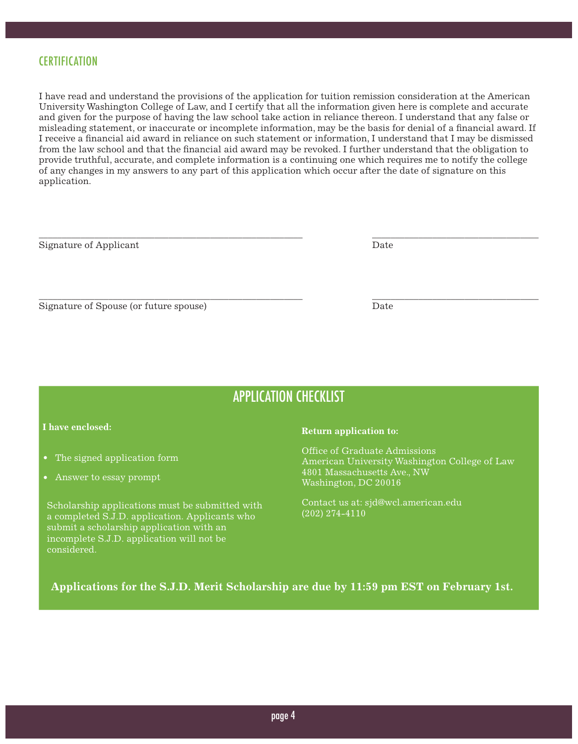## CERTIFICATION

I have read and understand the provisions of the application for tuition remission consideration at the American University Washington College of Law, and I certify that all the information given here is complete and accurate and given for the purpose of having the law school take action in reliance thereon. I understand that any false or misleading statement, or inaccurate or incomplete information, may be the basis for denial of a financial award. If I receive a financial aid award in reliance on such statement or information, I understand that I may be dismissed from the law school and that the financial aid award may be revoked. I further understand that the obligation to provide truthful, accurate, and complete information is a continuing one which requires me to notify the college of any changes in my answers to any part of this application which occur after the date of signature on this application.

\_\_\_\_\_\_\_\_\_\_\_\_\_\_\_\_\_\_\_\_\_\_\_\_\_\_\_\_\_\_\_\_\_\_\_\_\_\_\_\_ \_\_\_\_\_\_\_\_\_\_\_\_\_\_\_\_\_\_\_\_\_\_\_\_\_\_

Signature of Applicant Date

\_\_\_\_\_\_\_\_\_\_\_\_\_\_\_\_\_\_\_\_\_\_\_\_\_\_\_\_\_\_\_\_\_\_\_\_\_\_\_\_ \_\_\_\_\_\_\_\_\_\_\_\_\_\_\_\_\_\_\_\_\_\_\_\_\_\_

Signature of Spouse (or future spouse) Date

## APPLICATION CHECKLIST

**I have enclosed:**

- The signed application form
- Answer to essay prompt

Scholarship applications must be submitted with a completed S.J.D. application. Applicants who submit a scholarship application with an incomplete S.J.D. application will not be considered.

**Return application to:**

Office of Graduate Admissions
American University Washington College of Law
4801 Massachusetts Ave., NW
Washington, DC 20016

Contact us at: sjd@wcl.american.edu
(202) 274-4110

**Applications for the S.J.D. Merit Scholarship are due by 11:59 pm EST on February 1st.**